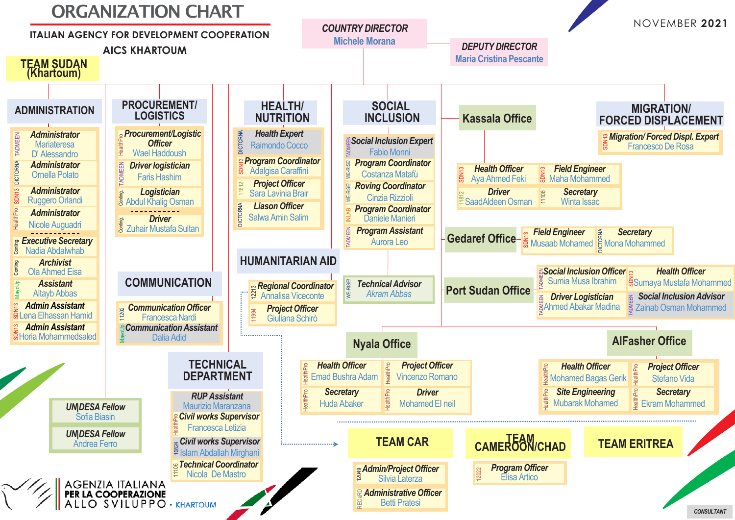# ORGANIZATION CHART

ITALIAN AGENCY FOR DEVELOPMENT COOPERATION

AICS KHARTOUM

NOVEMBER **2021**

**COUNTRY DIRECTOR**
Michele Morana

**DEPUTY DIRECTOR**
Maria Cristina Pescante

## TEAM SUDAN (Khartoum)

### ADMINISTRATION

- TADMEEN — *Administrator* — Mariateresa D' Alessandro
- DICTORNA — *Administrator* — Ornella Polato
- SDN13 — *Administrator* — Ruggero Orlandi
- HealthPro — *Administrator* — Nicole Auguadri
- Conting. — *Executive Secretary* — Nadia Abdalwhab
- Conting. — *Archivist* — Ola Ahmed Eisa
- MayUp — *Assistant* — Altayb Abbas
- SDN13 — *Admin Assistant* — Lena Elhassan Hamid
- SDN13 — *Admin Assistant* — Horia Mohammedsaled

### PROCUREMENT/ LOGISTICS

- HealthPro — *Procurement/Logistic Officer* — Wael Haddoush
- TADMEEN — *Driver logistician* — Faris Hashim
- Conting. — *Logistician* — Abdul Khalig Osman
- Conting. — *Driver* — Zuhair Mustafa Sultan

### COMMUNICATION

- 11202 — *Communication Officer* — Francesca Nardi
- MayUp — *Communication Assistant* — Dalia Adid

### HEALTH/ NUTRITION

- DICTORNA — *Health Expert* — Raimondo Cocco
- SDN13 — *Program Coordinator* — Adalgisa Caraffini
- 11812 — *Project Officer* — Sara Lavinia Brair
- DICTORNA — *Liason Officer* — Salwa Amin Salim

### HUMANITARIAN AID

- 12213 — *Regional Coordinator* — Annalisa Viceconte
- 11994 — *Project Officer* — Giuliana Schirò

### TECHNICAL DEPARTMENT

- *RUP Assistant* — Maurizio Maranzana
- HealthPro — *Civil works Supervisor* — Francesca Letizia
- 10824 — *Civil works Supervisor* — Islam Abdallah Mirghani
- 11106 — *Technical Coordinator* — Nicola De Mastro

### SOCIAL INCLUSION

- TADMEEN — *Social Inclusion Expert* — Fabio Monni
- WE-RISE! — *Program Coordinator* — Costanza Matafù
- WE-RISE! — *Roving Coordinator* — Cinzia Rizzioli
- INLAB — *Program Coordinator* — Daniele Manieri
- TADMEEN — *Program Assistant* — Aurora Leo
- WE-RISE! — *Technical Advisor* — Akram Abbas

### Kassala Office

- SDN13 — *Health Officer* — Aya Ahmed Feki
- SDN13 — *Field Engineer* — Maha Mohammed
- 11812 — *Driver* — SaadAldeen Osman
- 11106 — *Secretary* — Winta Issac

### Gedaref Office

- SDN13 — *Field Engineer* — Musaab Mohamed
- DICTORNA — *Secretary* — Mona Mohammed

### Port Sudan Office

- TADMEEN — *Social Inclusion Officer* — Sumia Musa Ibrahim
- SDN13 — *Health Officer* — Sumaya Mustafa Mohammed
- TADMEEN — *Driver Logistician* — Ahmed Abakar Madina
- TADMEEN — *Social Inclusion Advisor* — Zainab Osman Mohammed

### MIGRATION/ FORCED DISPLACEMENT

- SDN13 — *Migration/ Forced Displ. Expert* — Francesco De Rosa

### Nyala Office

- HealthPro — *Health Officer* — Emad Bushra Adam
- HealthPro — *Project Officer* — Vincenzo Romano
- HealthPro — *Secretary* — Huda Abaker
- HealthPro — *Driver* — Mohamed El neil

### AlFasher Office

- HealthPro — *Health Officer* — Mohamed Bagas Gerik
- HealthPro — *Project Officer* — Stefano Vida
- HealthPro — *Site Engineering* — Mubarak Mohamed
- HealthPro — *Secretary* — Ekram Mohammed

### UN|DESA

- *UN|DESA Fellow* — Sofia Biasin
- *UN|DESA Fellow* — Andrea Ferro

## TEAM CAR

- 12049 — *Admin/Project Officer* — Silvia Laterza
- RECaRD — *Administrative Officer* — Betti Pratesi

## TEAM CAMEROON/CHAD

- 12022 — *Program Officer* — Elisa Artico

## TEAM ERITREA

AGENZIA ITALIANA PER LA COOPERAZIONE ALLO SVILUPPO • KHARTOUM

CONSULTANT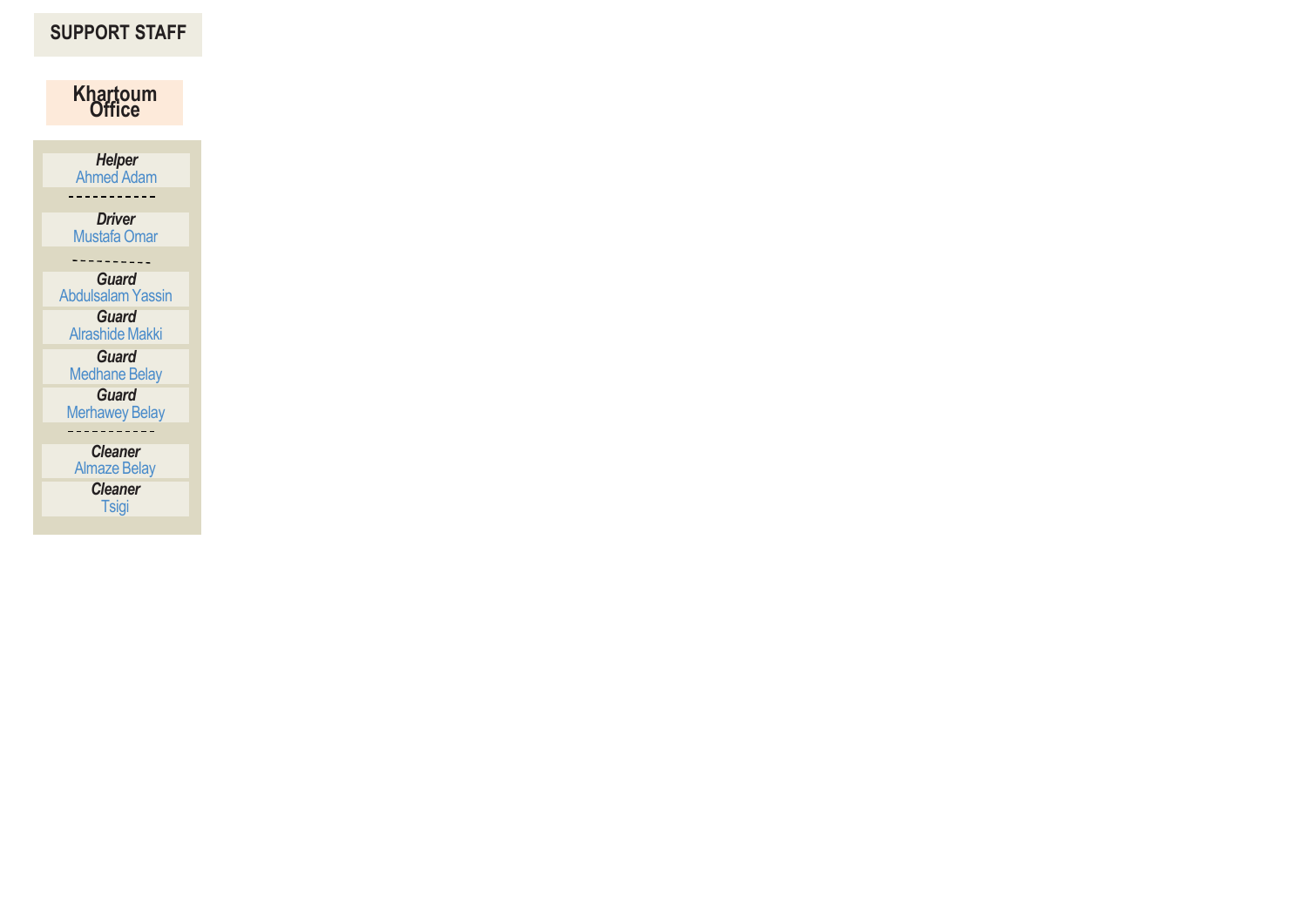# SUPPORT STAFF

## Khartoum Office

***Helper***
Ahmed Adam

-----------

***Driver***
Mustafa Omar

----------

***Guard***
Abdulsalam Yassin

***Guard***
Alrashide Makki

***Guard***
Medhane Belay

***Guard***
Merhawey Belay

-----------

***Cleaner***
Almaze Belay

***Cleaner***
Tsigi